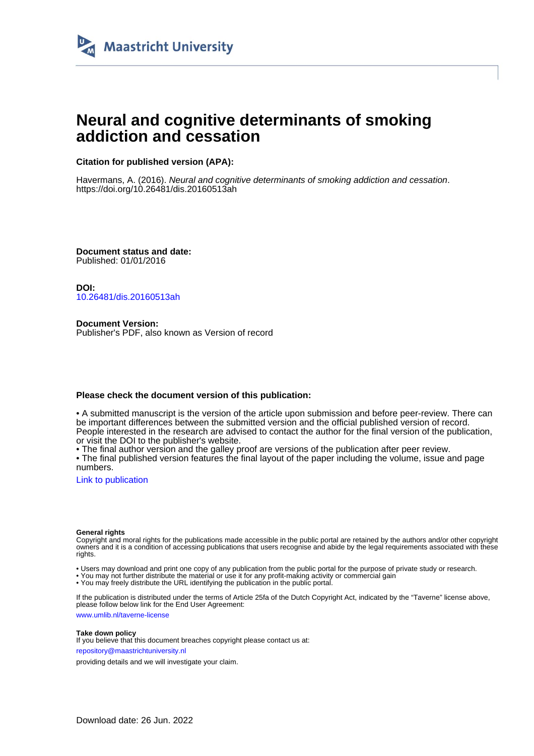Maastricht University

# Neural and cognitive determinants of smoking addiction and cessation

**Citation for published version (APA):**

Havermans, A. (2016). *Neural and cognitive determinants of smoking addiction and cessation*. https://doi.org/10.26481/dis.20160513ah

**Document status and date:**
Published: 01/01/2016

**DOI:**
10.26481/dis.20160513ah

**Document Version:**
Publisher's PDF, also known as Version of record

**Please check the document version of this publication:**

• A submitted manuscript is the version of the article upon submission and before peer-review. There can be important differences between the submitted version and the official published version of record. People interested in the research are advised to contact the author for the final version of the publication, or visit the DOI to the publisher's website.
• The final author version and the galley proof are versions of the publication after peer review.
• The final published version features the final layout of the paper including the volume, issue and page numbers.

Link to publication

**General rights**
Copyright and moral rights for the publications made accessible in the public portal are retained by the authors and/or other copyright owners and it is a condition of accessing publications that users recognise and abide by the legal requirements associated with these rights.

• Users may download and print one copy of any publication from the public portal for the purpose of private study or research.
• You may not further distribute the material or use it for any profit-making activity or commercial gain
• You may freely distribute the URL identifying the publication in the public portal.

If the publication is distributed under the terms of Article 25fa of the Dutch Copyright Act, indicated by the "Taverne" license above, please follow below link for the End User Agreement:

www.umlib.nl/taverne-license

**Take down policy**
If you believe that this document breaches copyright please contact us at:

repository@maastrichtuniversity.nl

providing details and we will investigate your claim.

Download date: 26 Jun. 2022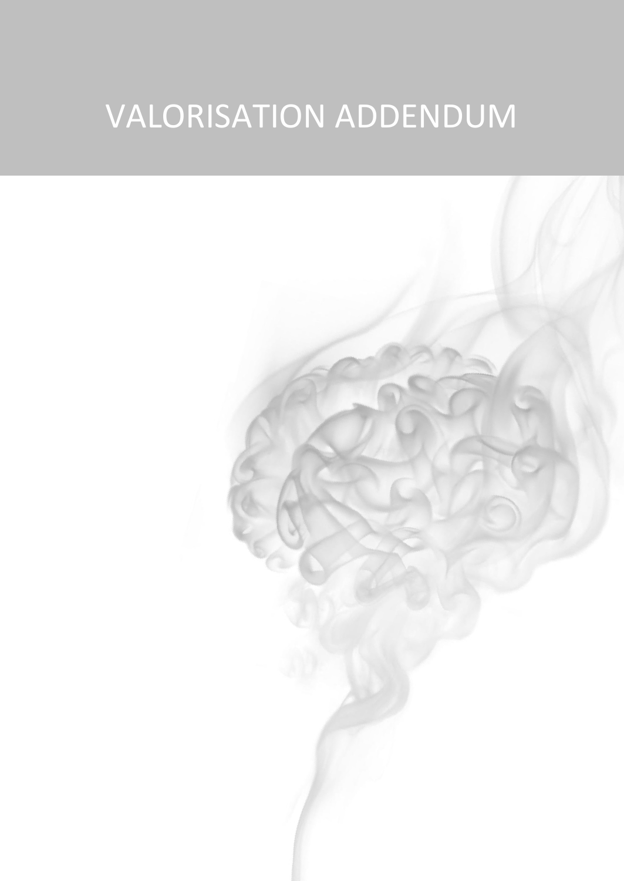# VALORISATION ADDENDUM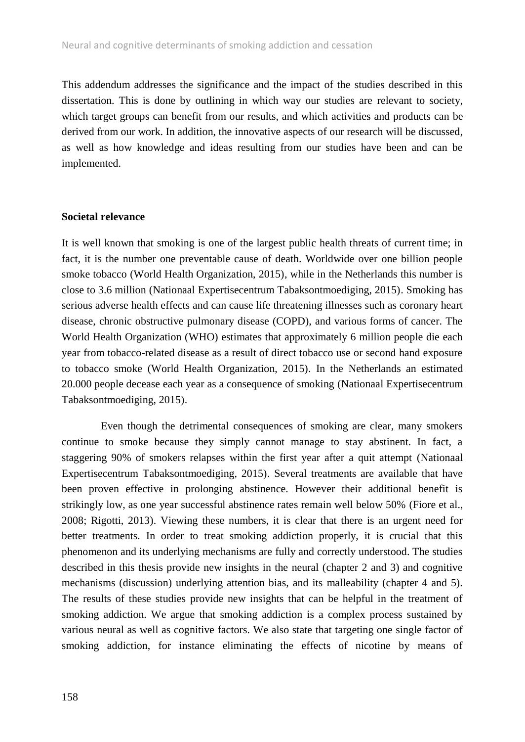This addendum addresses the significance and the impact of the studies described in this dissertation. This is done by outlining in which way our studies are relevant to society, which target groups can benefit from our results, and which activities and products can be derived from our work. In addition, the innovative aspects of our research will be discussed, as well as how knowledge and ideas resulting from our studies have been and can be implemented.

**Societal relevance**

It is well known that smoking is one of the largest public health threats of current time; in fact, it is the number one preventable cause of death. Worldwide over one billion people smoke tobacco (World Health Organization, 2015), while in the Netherlands this number is close to 3.6 million (Nationaal Expertisecentrum Tabaksontmoediging, 2015). Smoking has serious adverse health effects and can cause life threatening illnesses such as coronary heart disease, chronic obstructive pulmonary disease (COPD), and various forms of cancer. The World Health Organization (WHO) estimates that approximately 6 million people die each year from tobacco-related disease as a result of direct tobacco use or second hand exposure to tobacco smoke (World Health Organization, 2015). In the Netherlands an estimated 20.000 people decease each year as a consequence of smoking (Nationaal Expertisecentrum Tabaksontmoediging, 2015).

Even though the detrimental consequences of smoking are clear, many smokers continue to smoke because they simply cannot manage to stay abstinent. In fact, a staggering 90% of smokers relapses within the first year after a quit attempt (Nationaal Expertisecentrum Tabaksontmoediging, 2015). Several treatments are available that have been proven effective in prolonging abstinence. However their additional benefit is strikingly low, as one year successful abstinence rates remain well below 50% (Fiore et al., 2008; Rigotti, 2013). Viewing these numbers, it is clear that there is an urgent need for better treatments. In order to treat smoking addiction properly, it is crucial that this phenomenon and its underlying mechanisms are fully and correctly understood. The studies described in this thesis provide new insights in the neural (chapter 2 and 3) and cognitive mechanisms (discussion) underlying attention bias, and its malleability (chapter 4 and 5). The results of these studies provide new insights that can be helpful in the treatment of smoking addiction. We argue that smoking addiction is a complex process sustained by various neural as well as cognitive factors. We also state that targeting one single factor of smoking addiction, for instance eliminating the effects of nicotine by means of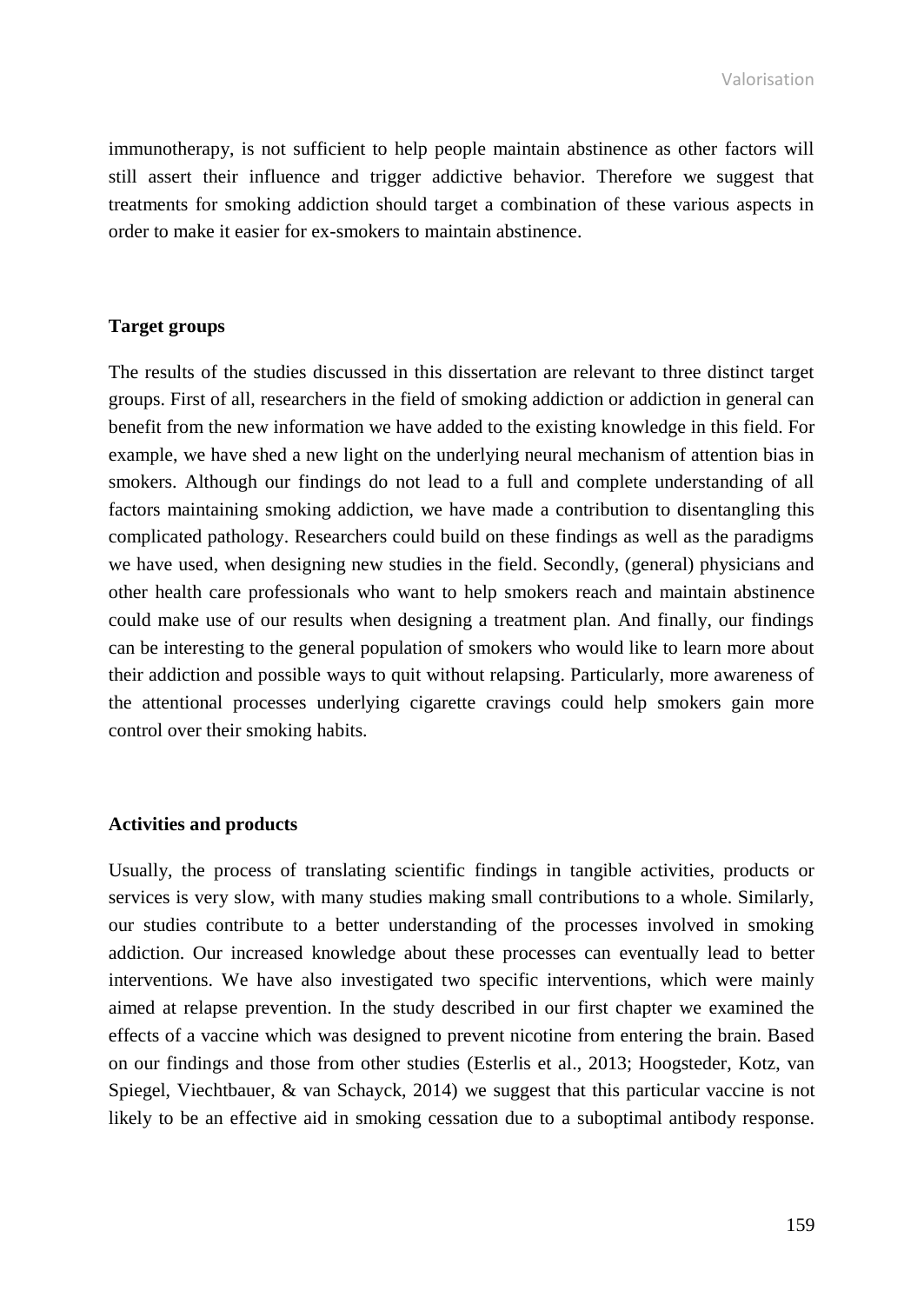immunotherapy, is not sufficient to help people maintain abstinence as other factors will still assert their influence and trigger addictive behavior. Therefore we suggest that treatments for smoking addiction should target a combination of these various aspects in order to make it easier for ex-smokers to maintain abstinence.

**Target groups**

The results of the studies discussed in this dissertation are relevant to three distinct target groups. First of all, researchers in the field of smoking addiction or addiction in general can benefit from the new information we have added to the existing knowledge in this field. For example, we have shed a new light on the underlying neural mechanism of attention bias in smokers. Although our findings do not lead to a full and complete understanding of all factors maintaining smoking addiction, we have made a contribution to disentangling this complicated pathology. Researchers could build on these findings as well as the paradigms we have used, when designing new studies in the field. Secondly, (general) physicians and other health care professionals who want to help smokers reach and maintain abstinence could make use of our results when designing a treatment plan. And finally, our findings can be interesting to the general population of smokers who would like to learn more about their addiction and possible ways to quit without relapsing. Particularly, more awareness of the attentional processes underlying cigarette cravings could help smokers gain more control over their smoking habits.

**Activities and products**

Usually, the process of translating scientific findings in tangible activities, products or services is very slow, with many studies making small contributions to a whole. Similarly, our studies contribute to a better understanding of the processes involved in smoking addiction. Our increased knowledge about these processes can eventually lead to better interventions. We have also investigated two specific interventions, which were mainly aimed at relapse prevention. In the study described in our first chapter we examined the effects of a vaccine which was designed to prevent nicotine from entering the brain. Based on our findings and those from other studies (Esterlis et al., 2013; Hoogsteder, Kotz, van Spiegel, Viechtbauer, & van Schayck, 2014) we suggest that this particular vaccine is not likely to be an effective aid in smoking cessation due to a suboptimal antibody response.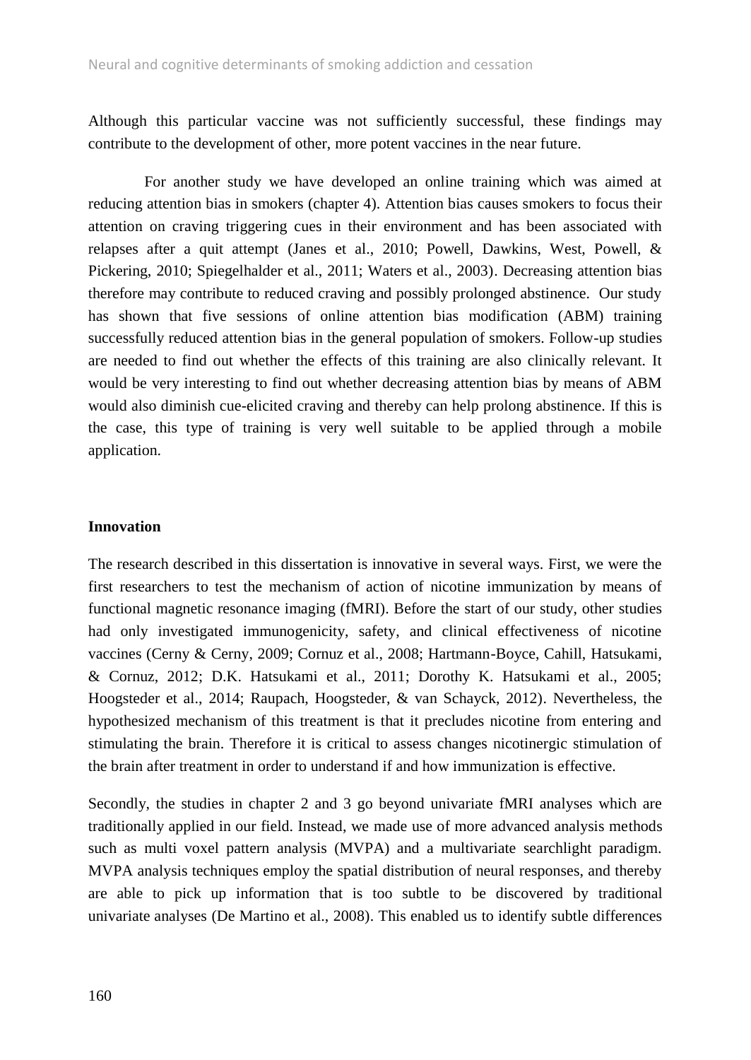Although this particular vaccine was not sufficiently successful, these findings may contribute to the development of other, more potent vaccines in the near future.

For another study we have developed an online training which was aimed at reducing attention bias in smokers (chapter 4). Attention bias causes smokers to focus their attention on craving triggering cues in their environment and has been associated with relapses after a quit attempt (Janes et al., 2010; Powell, Dawkins, West, Powell, & Pickering, 2010; Spiegelhalder et al., 2011; Waters et al., 2003). Decreasing attention bias therefore may contribute to reduced craving and possibly prolonged abstinence. Our study has shown that five sessions of online attention bias modification (ABM) training successfully reduced attention bias in the general population of smokers. Follow-up studies are needed to find out whether the effects of this training are also clinically relevant. It would be very interesting to find out whether decreasing attention bias by means of ABM would also diminish cue-elicited craving and thereby can help prolong abstinence. If this is the case, this type of training is very well suitable to be applied through a mobile application.

**Innovation**

The research described in this dissertation is innovative in several ways. First, we were the first researchers to test the mechanism of action of nicotine immunization by means of functional magnetic resonance imaging (fMRI). Before the start of our study, other studies had only investigated immunogenicity, safety, and clinical effectiveness of nicotine vaccines (Cerny & Cerny, 2009; Cornuz et al., 2008; Hartmann-Boyce, Cahill, Hatsukami, & Cornuz, 2012; D.K. Hatsukami et al., 2011; Dorothy K. Hatsukami et al., 2005; Hoogsteder et al., 2014; Raupach, Hoogsteder, & van Schayck, 2012). Nevertheless, the hypothesized mechanism of this treatment is that it precludes nicotine from entering and stimulating the brain. Therefore it is critical to assess changes nicotinergic stimulation of the brain after treatment in order to understand if and how immunization is effective.

Secondly, the studies in chapter 2 and 3 go beyond univariate fMRI analyses which are traditionally applied in our field. Instead, we made use of more advanced analysis methods such as multi voxel pattern analysis (MVPA) and a multivariate searchlight paradigm. MVPA analysis techniques employ the spatial distribution of neural responses, and thereby are able to pick up information that is too subtle to be discovered by traditional univariate analyses (De Martino et al., 2008). This enabled us to identify subtle differences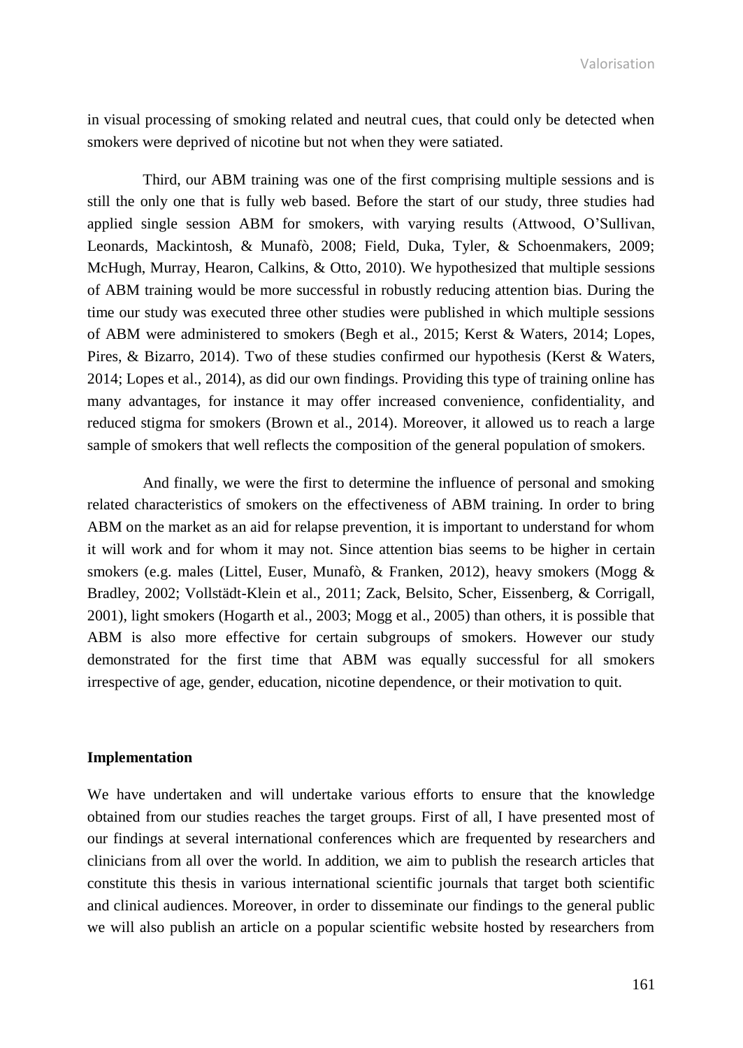in visual processing of smoking related and neutral cues, that could only be detected when smokers were deprived of nicotine but not when they were satiated.

Third, our ABM training was one of the first comprising multiple sessions and is still the only one that is fully web based. Before the start of our study, three studies had applied single session ABM for smokers, with varying results (Attwood, O'Sullivan, Leonards, Mackintosh, & Munafò, 2008; Field, Duka, Tyler, & Schoenmakers, 2009; McHugh, Murray, Hearon, Calkins, & Otto, 2010). We hypothesized that multiple sessions of ABM training would be more successful in robustly reducing attention bias. During the time our study was executed three other studies were published in which multiple sessions of ABM were administered to smokers (Begh et al., 2015; Kerst & Waters, 2014; Lopes, Pires, & Bizarro, 2014). Two of these studies confirmed our hypothesis (Kerst & Waters, 2014; Lopes et al., 2014), as did our own findings. Providing this type of training online has many advantages, for instance it may offer increased convenience, confidentiality, and reduced stigma for smokers (Brown et al., 2014). Moreover, it allowed us to reach a large sample of smokers that well reflects the composition of the general population of smokers.

And finally, we were the first to determine the influence of personal and smoking related characteristics of smokers on the effectiveness of ABM training. In order to bring ABM on the market as an aid for relapse prevention, it is important to understand for whom it will work and for whom it may not. Since attention bias seems to be higher in certain smokers (e.g. males (Littel, Euser, Munafò, & Franken, 2012), heavy smokers (Mogg & Bradley, 2002; Vollstädt-Klein et al., 2011; Zack, Belsito, Scher, Eissenberg, & Corrigall, 2001), light smokers (Hogarth et al., 2003; Mogg et al., 2005) than others, it is possible that ABM is also more effective for certain subgroups of smokers. However our study demonstrated for the first time that ABM was equally successful for all smokers irrespective of age, gender, education, nicotine dependence, or their motivation to quit.

**Implementation**

We have undertaken and will undertake various efforts to ensure that the knowledge obtained from our studies reaches the target groups. First of all, I have presented most of our findings at several international conferences which are frequented by researchers and clinicians from all over the world. In addition, we aim to publish the research articles that constitute this thesis in various international scientific journals that target both scientific and clinical audiences. Moreover, in order to disseminate our findings to the general public we will also publish an article on a popular scientific website hosted by researchers from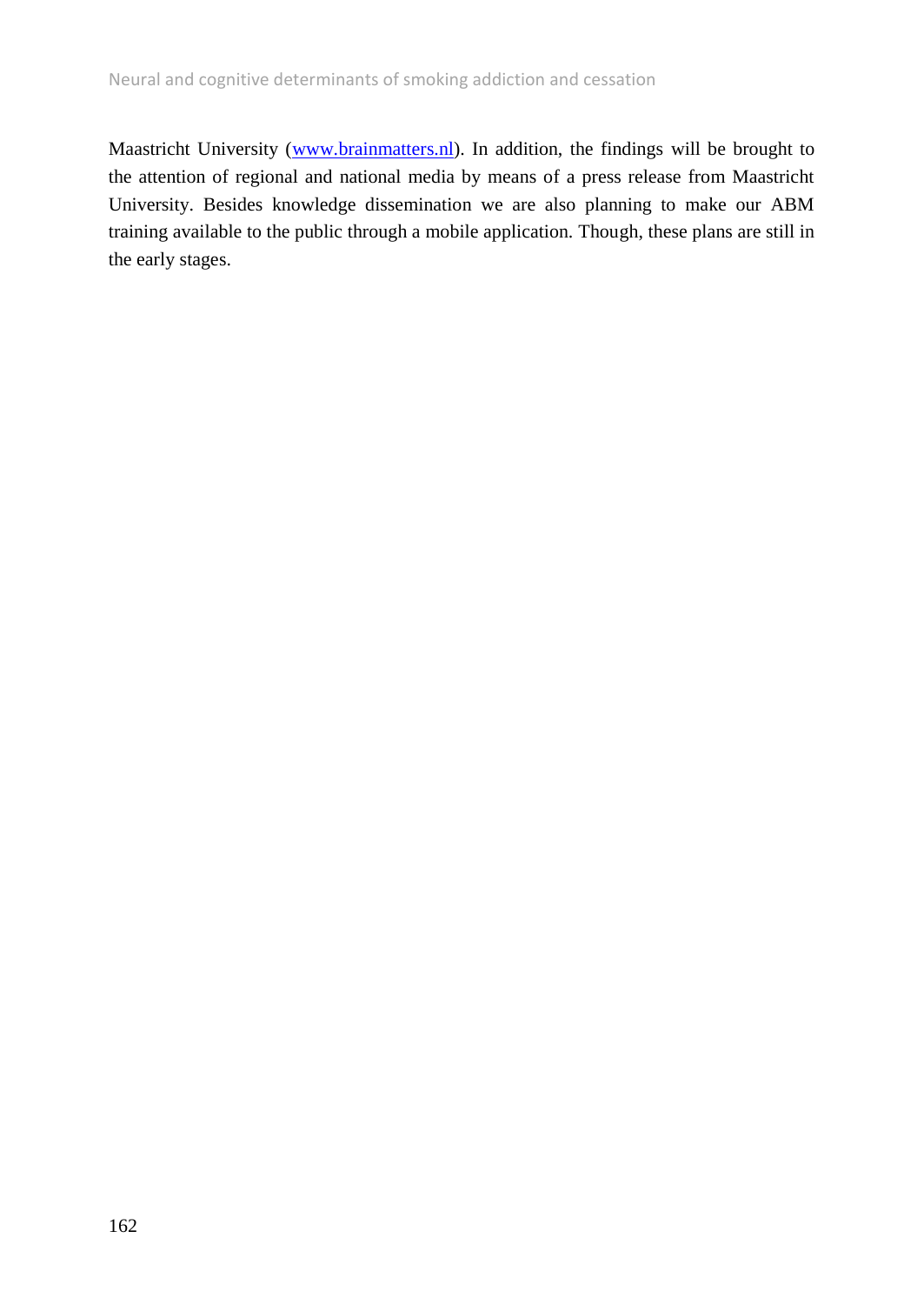Maastricht University ([www.brainmatters.nl](http://www.brainmatters.nl)). In addition, the findings will be brought to the attention of regional and national media by means of a press release from Maastricht University. Besides knowledge dissemination we are also planning to make our ABM training available to the public through a mobile application. Though, these plans are still in the early stages.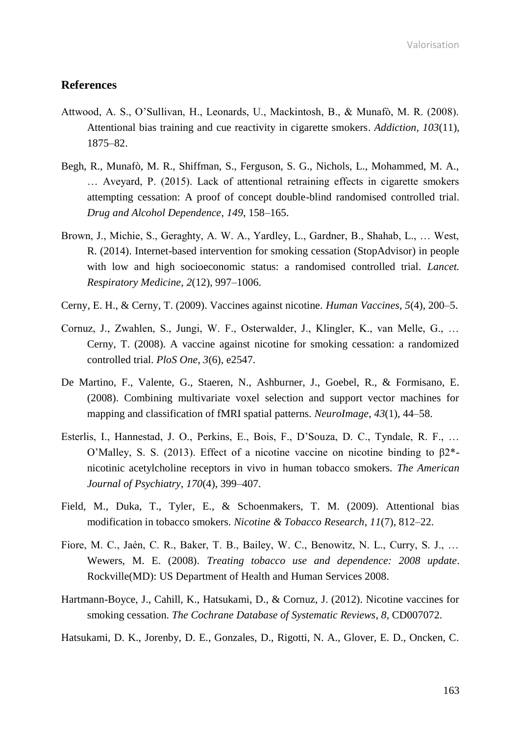## References

Attwood, A. S., O'Sullivan, H., Leonards, U., Mackintosh, B., & Munafò, M. R. (2008). Attentional bias training and cue reactivity in cigarette smokers. *Addiction*, *103*(11), 1875–82.

Begh, R., Munafò, M. R., Shiffman, S., Ferguson, S. G., Nichols, L., Mohammed, M. A., … Aveyard, P. (2015). Lack of attentional retraining effects in cigarette smokers attempting cessation: A proof of concept double-blind randomised controlled trial. *Drug and Alcohol Dependence*, *149*, 158–165.

Brown, J., Michie, S., Geraghty, A. W. A., Yardley, L., Gardner, B., Shahab, L., … West, R. (2014). Internet-based intervention for smoking cessation (StopAdvisor) in people with low and high socioeconomic status: a randomised controlled trial. *Lancet. Respiratory Medicine*, *2*(12), 997–1006.

Cerny, E. H., & Cerny, T. (2009). Vaccines against nicotine. *Human Vaccines*, *5*(4), 200–5.

Cornuz, J., Zwahlen, S., Jungi, W. F., Osterwalder, J., Klingler, K., van Melle, G., … Cerny, T. (2008). A vaccine against nicotine for smoking cessation: a randomized controlled trial. *PloS One*, *3*(6), e2547.

De Martino, F., Valente, G., Staeren, N., Ashburner, J., Goebel, R., & Formisano, E. (2008). Combining multivariate voxel selection and support vector machines for mapping and classification of fMRI spatial patterns. *NeuroImage*, *43*(1), 44–58.

Esterlis, I., Hannestad, J. O., Perkins, E., Bois, F., D'Souza, D. C., Tyndale, R. F., … O'Malley, S. S. (2013). Effect of a nicotine vaccine on nicotine binding to β2*-nicotinic acetylcholine receptors in vivo in human tobacco smokers. *The American Journal of Psychiatry*, *170*(4), 399–407.

Field, M., Duka, T., Tyler, E., & Schoenmakers, T. M. (2009). Attentional bias modification in tobacco smokers. *Nicotine & Tobacco Research*, *11*(7), 812–22.

Fiore, M. C., Jaén, C. R., Baker, T. B., Bailey, W. C., Benowitz, N. L., Curry, S. J., … Wewers, M. E. (2008). *Treating tobacco use and dependence: 2008 update*. Rockville(MD): US Department of Health and Human Services 2008.

Hartmann-Boyce, J., Cahill, K., Hatsukami, D., & Cornuz, J. (2012). Nicotine vaccines for smoking cessation. *The Cochrane Database of Systematic Reviews*, *8*, CD007072.

Hatsukami, D. K., Jorenby, D. E., Gonzales, D., Rigotti, N. A., Glover, E. D., Oncken, C.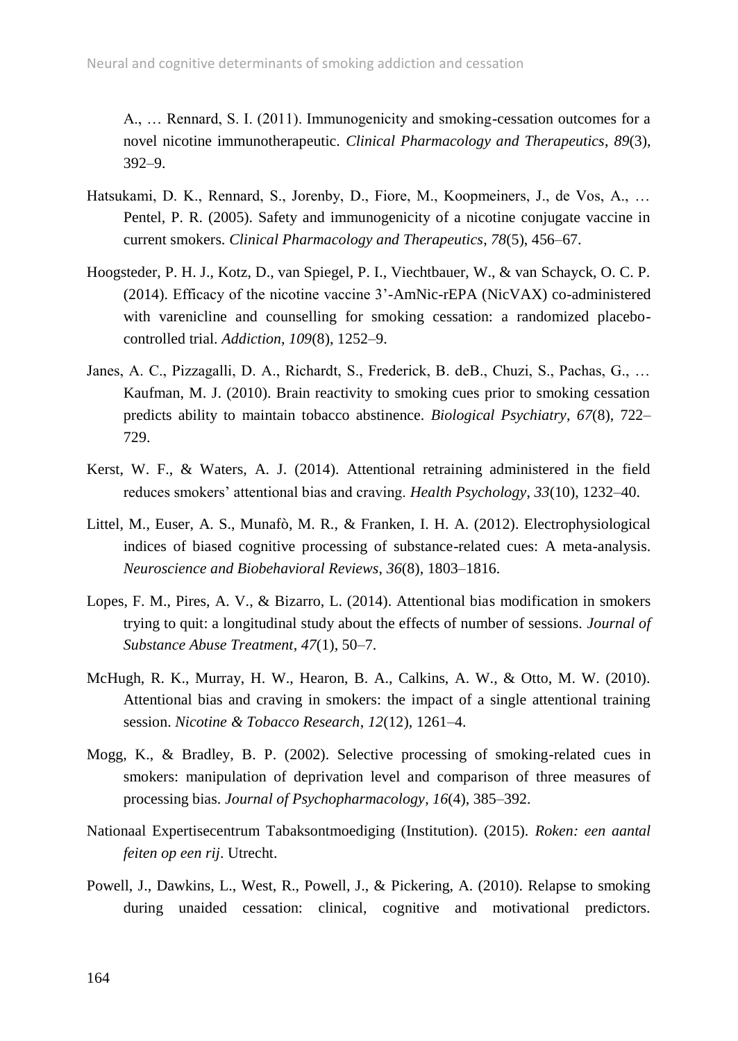A., … Rennard, S. I. (2011). Immunogenicity and smoking-cessation outcomes for a novel nicotine immunotherapeutic. *Clinical Pharmacology and Therapeutics*, *89*(3), 392–9.

Hatsukami, D. K., Rennard, S., Jorenby, D., Fiore, M., Koopmeiners, J., de Vos, A., … Pentel, P. R. (2005). Safety and immunogenicity of a nicotine conjugate vaccine in current smokers. *Clinical Pharmacology and Therapeutics*, *78*(5), 456–67.

Hoogsteder, P. H. J., Kotz, D., van Spiegel, P. I., Viechtbauer, W., & van Schayck, O. C. P. (2014). Efficacy of the nicotine vaccine 3'-AmNic-rEPA (NicVAX) co-administered with varenicline and counselling for smoking cessation: a randomized placebo-controlled trial. *Addiction*, *109*(8), 1252–9.

Janes, A. C., Pizzagalli, D. A., Richardt, S., Frederick, B. deB., Chuzi, S., Pachas, G., … Kaufman, M. J. (2010). Brain reactivity to smoking cues prior to smoking cessation predicts ability to maintain tobacco abstinence. *Biological Psychiatry*, *67*(8), 722–729.

Kerst, W. F., & Waters, A. J. (2014). Attentional retraining administered in the field reduces smokers' attentional bias and craving. *Health Psychology*, *33*(10), 1232–40.

Littel, M., Euser, A. S., Munafò, M. R., & Franken, I. H. A. (2012). Electrophysiological indices of biased cognitive processing of substance-related cues: A meta-analysis. *Neuroscience and Biobehavioral Reviews*, *36*(8), 1803–1816.

Lopes, F. M., Pires, A. V., & Bizarro, L. (2014). Attentional bias modification in smokers trying to quit: a longitudinal study about the effects of number of sessions. *Journal of Substance Abuse Treatment*, *47*(1), 50–7.

McHugh, R. K., Murray, H. W., Hearon, B. A., Calkins, A. W., & Otto, M. W. (2010). Attentional bias and craving in smokers: the impact of a single attentional training session. *Nicotine & Tobacco Research*, *12*(12), 1261–4.

Mogg, K., & Bradley, B. P. (2002). Selective processing of smoking-related cues in smokers: manipulation of deprivation level and comparison of three measures of processing bias. *Journal of Psychopharmacology*, *16*(4), 385–392.

Nationaal Expertisecentrum Tabaksontmoediging (Institution). (2015). *Roken: een aantal feiten op een rij*. Utrecht.

Powell, J., Dawkins, L., West, R., Powell, J., & Pickering, A. (2010). Relapse to smoking during unaided cessation: clinical, cognitive and motivational predictors.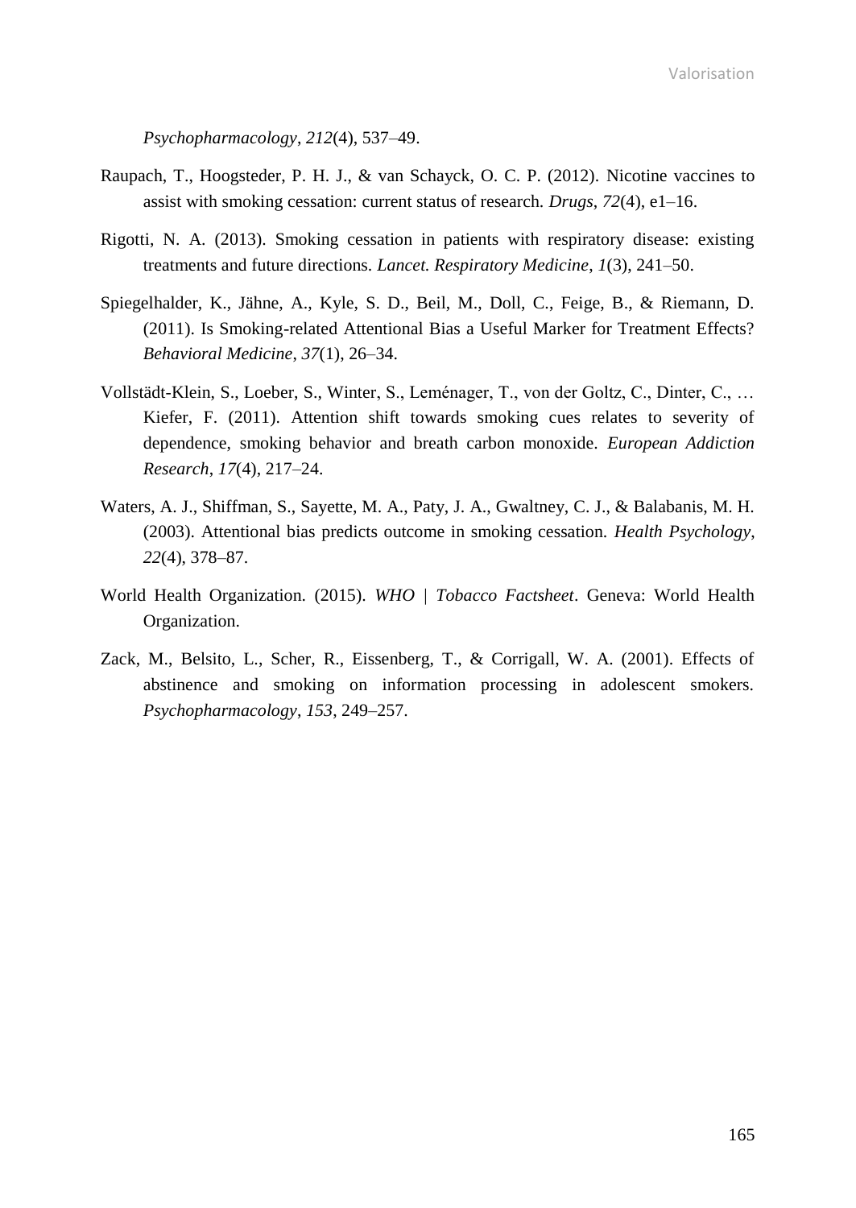*Psychopharmacology*, *212*(4), 537–49.

Raupach, T., Hoogsteder, P. H. J., & van Schayck, O. C. P. (2012). Nicotine vaccines to assist with smoking cessation: current status of research. *Drugs*, *72*(4), e1–16.

Rigotti, N. A. (2013). Smoking cessation in patients with respiratory disease: existing treatments and future directions. *Lancet. Respiratory Medicine*, *1*(3), 241–50.

Spiegelhalder, K., Jähne, A., Kyle, S. D., Beil, M., Doll, C., Feige, B., & Riemann, D. (2011). Is Smoking-related Attentional Bias a Useful Marker for Treatment Effects? *Behavioral Medicine*, *37*(1), 26–34.

Vollstädt-Klein, S., Loeber, S., Winter, S., Leménager, T., von der Goltz, C., Dinter, C., … Kiefer, F. (2011). Attention shift towards smoking cues relates to severity of dependence, smoking behavior and breath carbon monoxide. *European Addiction Research*, *17*(4), 217–24.

Waters, A. J., Shiffman, S., Sayette, M. A., Paty, J. A., Gwaltney, C. J., & Balabanis, M. H. (2003). Attentional bias predicts outcome in smoking cessation. *Health Psychology*, *22*(4), 378–87.

World Health Organization. (2015). *WHO | Tobacco Factsheet*. Geneva: World Health Organization.

Zack, M., Belsito, L., Scher, R., Eissenberg, T., & Corrigall, W. A. (2001). Effects of abstinence and smoking on information processing in adolescent smokers. *Psychopharmacology*, *153*, 249–257.